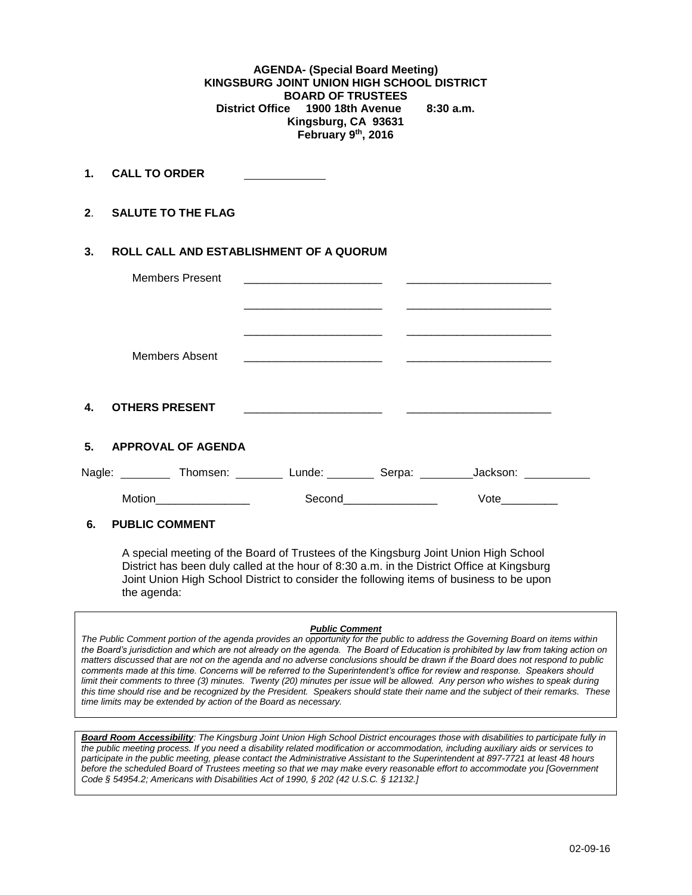**AGENDA- (Special Board Meeting)**
**KINGSBURG JOINT UNION HIGH SCHOOL DISTRICT**
**BOARD OF TRUSTEES**
**District Office 1900 18th Avenue 8:30 a.m.**
**Kingsburg, CA 93631**
**February 9th, 2016**

**1. CALL TO ORDER** ____________

**2. SALUTE TO THE FLAG**

**3. ROLL CALL AND ESTABLISHMENT OF A QUORUM**

Members Present ______________________ ______________________

______________________ ______________________

______________________ ______________________

Members Absent ______________________ ______________________

**4. OTHERS PRESENT** ______________________ ______________________

**5. APPROVAL OF AGENDA**

Nagle: ________ Thomsen: ________ Lunde: ________ Serpa: ________ Jackson: __________

Motion_______________ Second_______________ Vote_________

**6. PUBLIC COMMENT**

A special meeting of the Board of Trustees of the Kingsburg Joint Union High School District has been duly called at the hour of 8:30 a.m. in the District Office at Kingsburg Joint Union High School District to consider the following items of business to be upon the agenda:

***Public Comment***

*The Public Comment portion of the agenda provides an opportunity for the public to address the Governing Board on items within the Board's jurisdiction and which are not already on the agenda. The Board of Education is prohibited by law from taking action on matters discussed that are not on the agenda and no adverse conclusions should be drawn if the Board does not respond to public comments made at this time. Concerns will be referred to the Superintendent's office for review and response. Speakers should limit their comments to three (3) minutes. Twenty (20) minutes per issue will be allowed. Any person who wishes to speak during this time should rise and be recognized by the President. Speakers should state their name and the subject of their remarks. These time limits may be extended by action of the Board as necessary.*

***Board Room Accessibility****: The Kingsburg Joint Union High School District encourages those with disabilities to participate fully in the public meeting process. If you need a disability related modification or accommodation, including auxiliary aids or services to participate in the public meeting, please contact the Administrative Assistant to the Superintendent at 897-7721 at least 48 hours before the scheduled Board of Trustees meeting so that we may make every reasonable effort to accommodate you [Government Code § 54954.2; Americans with Disabilities Act of 1990, § 202 (42 U.S.C. § 12132.]*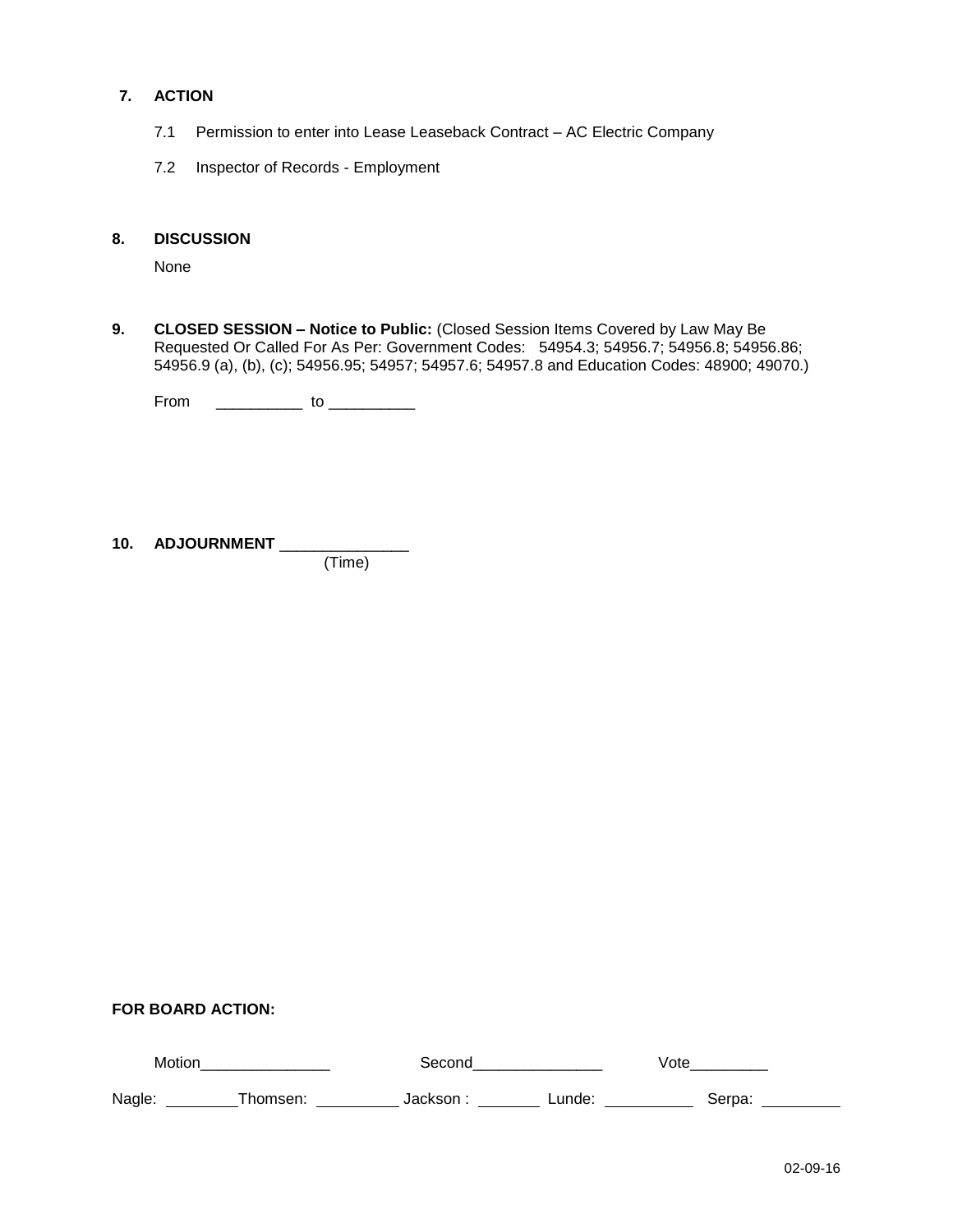**7. ACTION**

7.1 Permission to enter into Lease Leaseback Contract – AC Electric Company

7.2 Inspector of Records - Employment

**8. DISCUSSION**

None

**9. CLOSED SESSION – Notice to Public:** (Closed Session Items Covered by Law May Be Requested Or Called For As Per: Government Codes: 54954.3; 54956.7; 54956.8; 54956.86; 54956.9 (a), (b), (c); 54956.95; 54957; 54957.6; 54957.8 and Education Codes: 48900; 49070.)

From __________ to __________

**10. ADJOURNMENT** ______________
(Time)

**FOR BOARD ACTION:**

Motion_______________ Second_______________ Vote_________

Nagle: ________ Thomsen: _________ Jackson : _______ Lunde: __________ Serpa: _________

02-09-16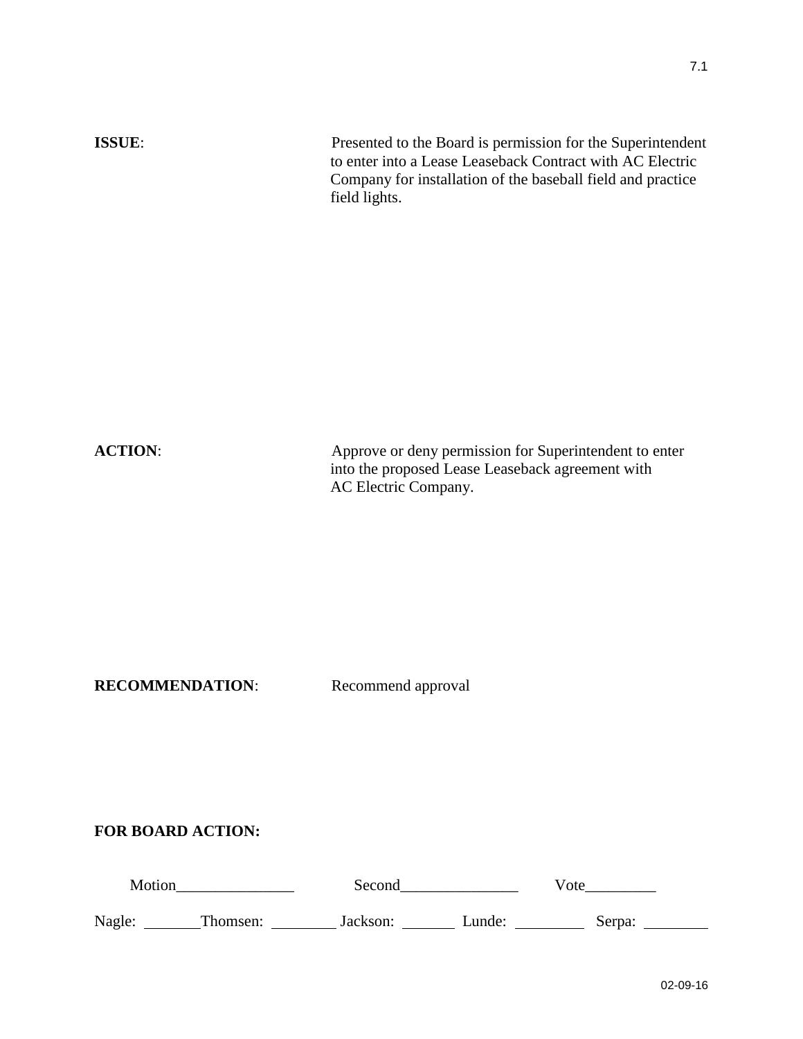7.1

**ISSUE**: Presented to the Board is permission for the Superintendent to enter into a Lease Leaseback Contract with AC Electric Company for installation of the baseball field and practice field lights.

**ACTION**: Approve or deny permission for Superintendent to enter into the proposed Lease Leaseback agreement with AC Electric Company.

**RECOMMENDATION**: Recommend approval

**FOR BOARD ACTION:**

Motion_______________ Second_______________ Vote_________

Nagle: ________ Thomsen: ________ Jackson: ________ Lunde: ________ Serpa: ________

02-09-16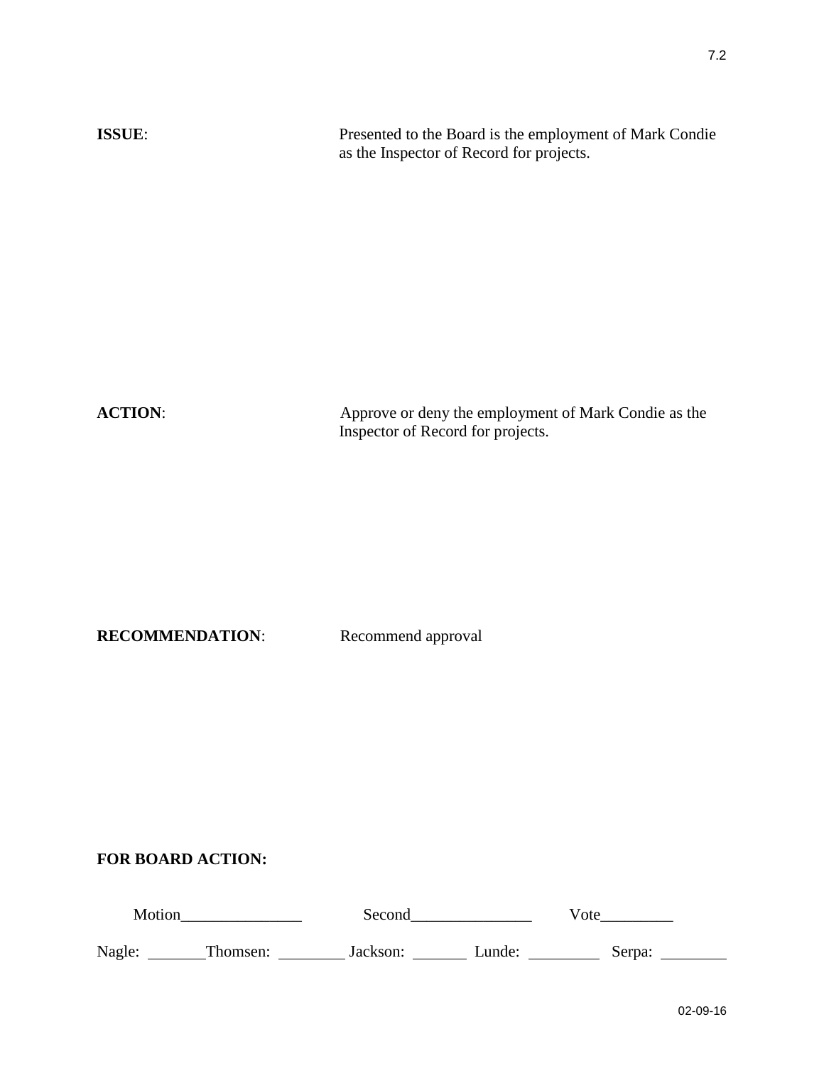**ISSUE**: Presented to the Board is the employment of Mark Condie as the Inspector of Record for projects.

**ACTION**: Approve or deny the employment of Mark Condie as the Inspector of Record for projects.

**RECOMMENDATION**: Recommend approval

**FOR BOARD ACTION:**

Motion_______________ Second_______________ Vote_________

Nagle: _______ Thomsen: ________ Jackson: _______ Lunde: _________ Serpa: ________